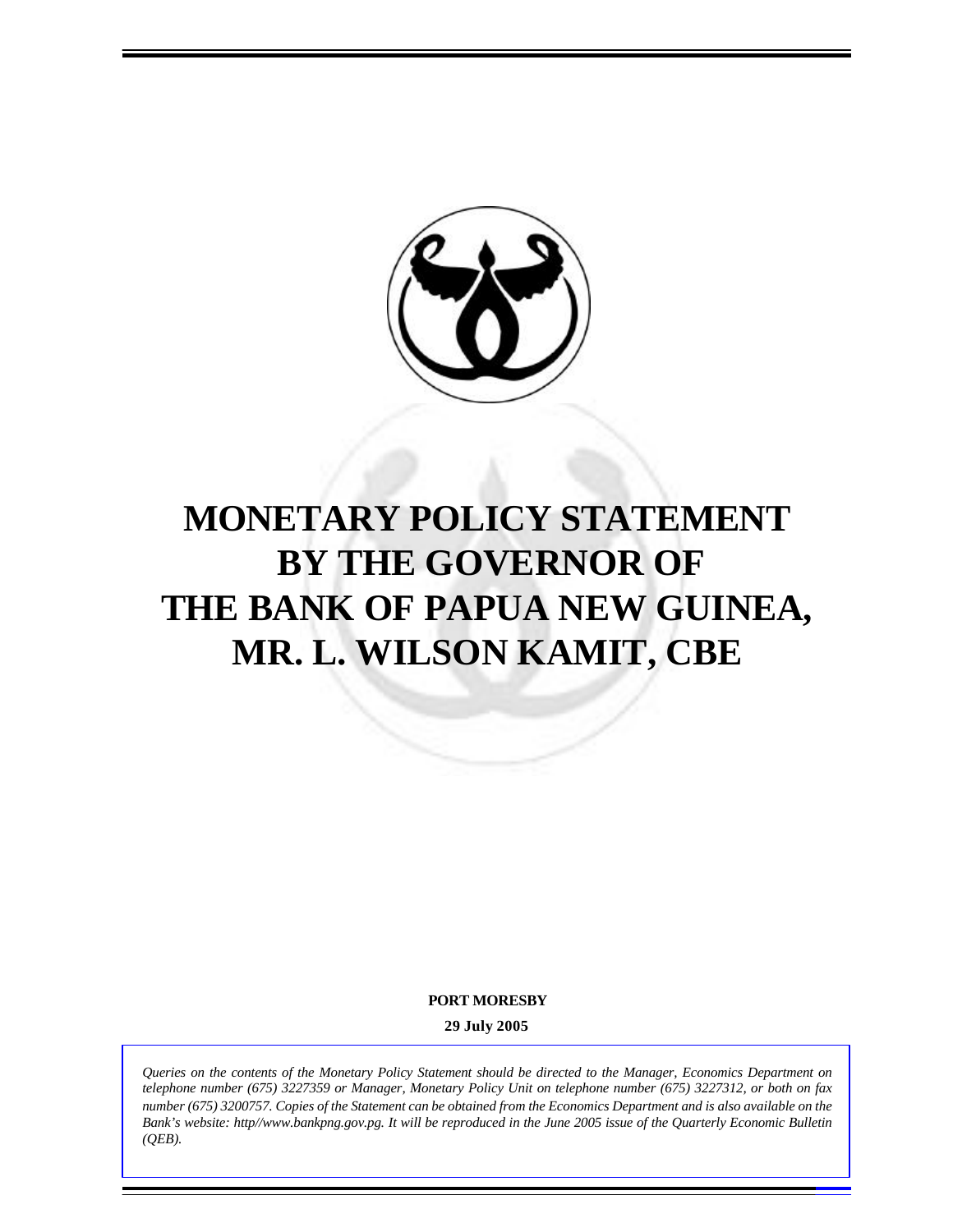# MONETARY POLICY STATEMENT BY THE GOVERNOR OF THE BANK OF PAPUA NEW GUINEA, MR. L. WILSON KAMIT, CBE

**PORT MORESBY**

**29 July 2005**

*Queries on the contents of the Monetary Policy Statement should be directed to the Manager, Economics Department on telephone number (675) 3227359 or Manager, Monetary Policy Unit on telephone number (675) 3227312, or both on fax number (675) 3200757. Copies of the Statement can be obtained from the Economics Department and is also available on the Bank's website: http//www.bankpng.gov.pg. It will be reproduced in the June 2005 issue of the Quarterly Economic Bulletin (QEB).*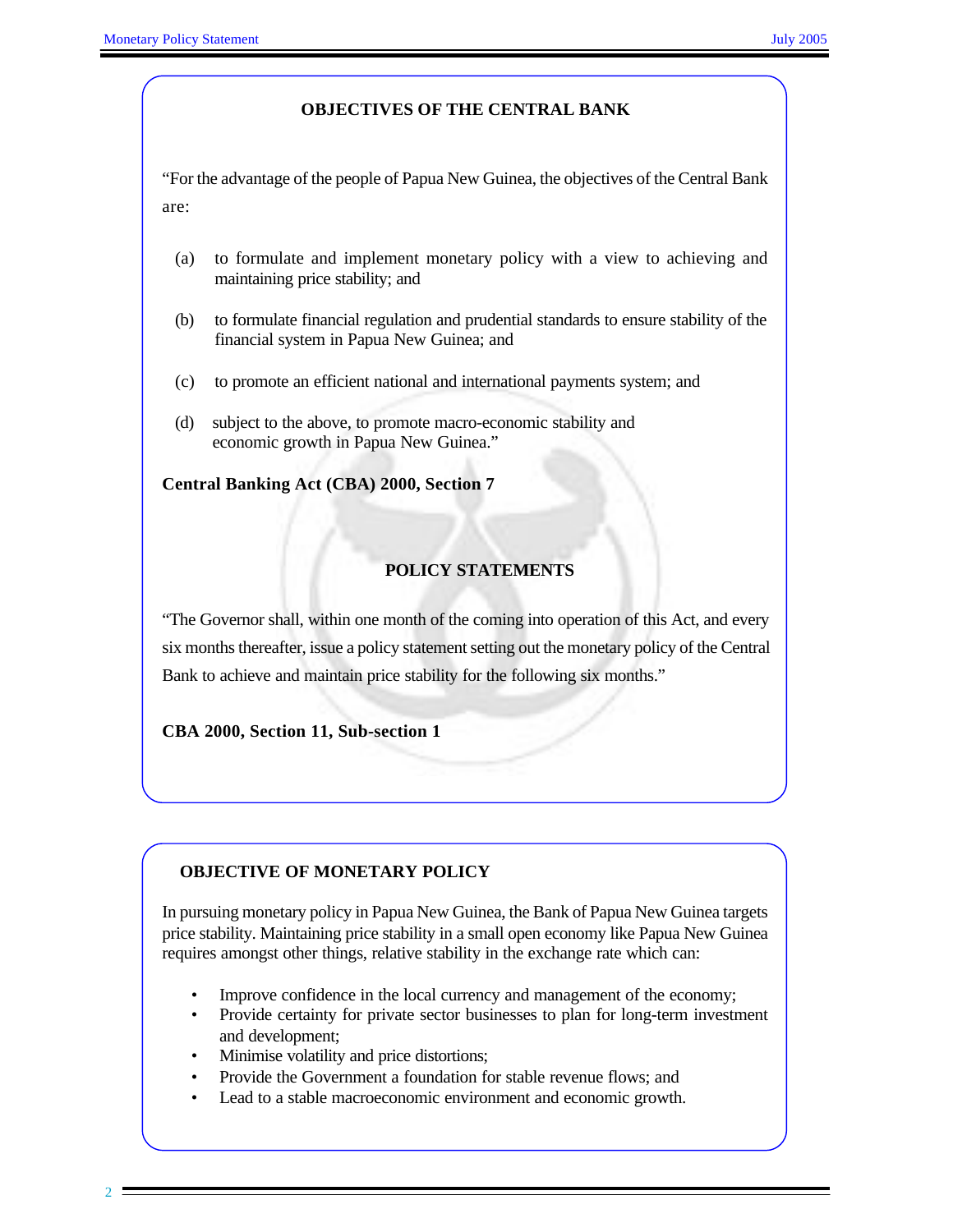## OBJECTIVES OF THE CENTRAL BANK

"For the advantage of the people of Papua New Guinea, the objectives of the Central Bank are:

(a) to formulate and implement monetary policy with a view to achieving and maintaining price stability; and

(b) to formulate financial regulation and prudential standards to ensure stability of the financial system in Papua New Guinea; and

(c) to promote an efficient national and international payments system; and

(d) subject to the above, to promote macro-economic stability and economic growth in Papua New Guinea."

**Central Banking Act (CBA) 2000, Section 7**

## POLICY STATEMENTS

"The Governor shall, within one month of the coming into operation of this Act, and every six months thereafter, issue a policy statement setting out the monetary policy of the Central Bank to achieve and maintain price stability for the following six months."

**CBA 2000, Section 11, Sub-section 1**

## OBJECTIVE OF MONETARY POLICY

In pursuing monetary policy in Papua New Guinea, the Bank of Papua New Guinea targets price stability. Maintaining price stability in a small open economy like Papua New Guinea requires amongst other things, relative stability in the exchange rate which can:

- Improve confidence in the local currency and management of the economy;
- Provide certainty for private sector businesses to plan for long-term investment and development;
- Minimise volatility and price distortions;
- Provide the Government a foundation for stable revenue flows; and
- Lead to a stable macroeconomic environment and economic growth.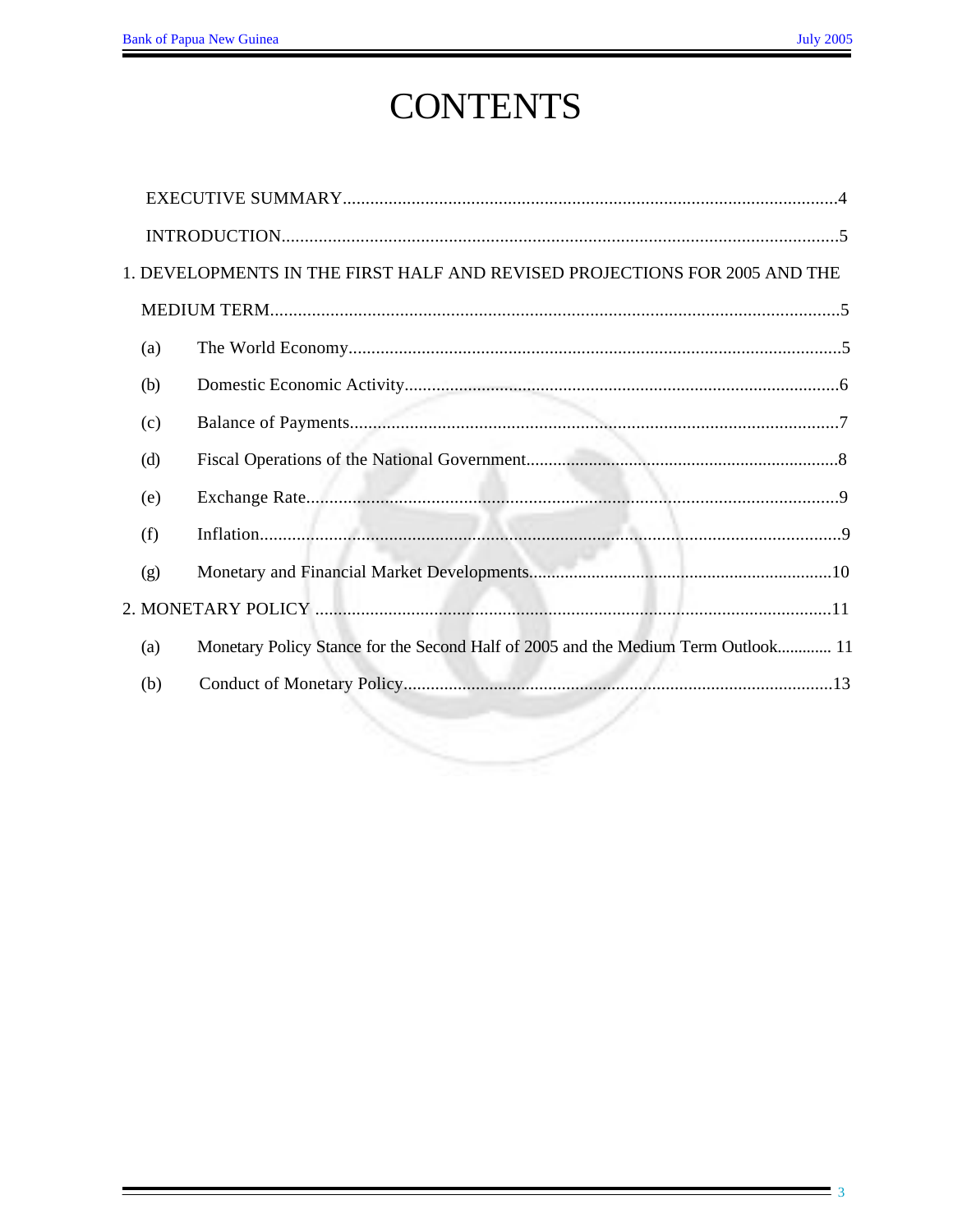# CONTENTS

EXECUTIVE SUMMARY....................................................................................................4

INTRODUCTION.........................................................................................................5

1. DEVELOPMENTS IN THE FIRST HALF AND REVISED PROJECTIONS FOR 2005 AND THE MEDIUM TERM.........................................................................................................5

- (a) The World Economy.........................................................................................5
- (b) Domestic Economic Activity..............................................................................6
- (c) Balance of Payments.........................................................................................7
- (d) Fiscal Operations of the National Government....................................................8
- (e) Exchange Rate...................................................................................................9
- (f) Inflation.............................................................................................................9
- (g) Monetary and Financial Market Developments...................................................10

2. MONETARY POLICY ...............................................................................................11

- (a) Monetary Policy Stance for the Second Half of 2005 and the Medium Term Outlook............ 11
- (b) Conduct of Monetary Policy..............................................................................13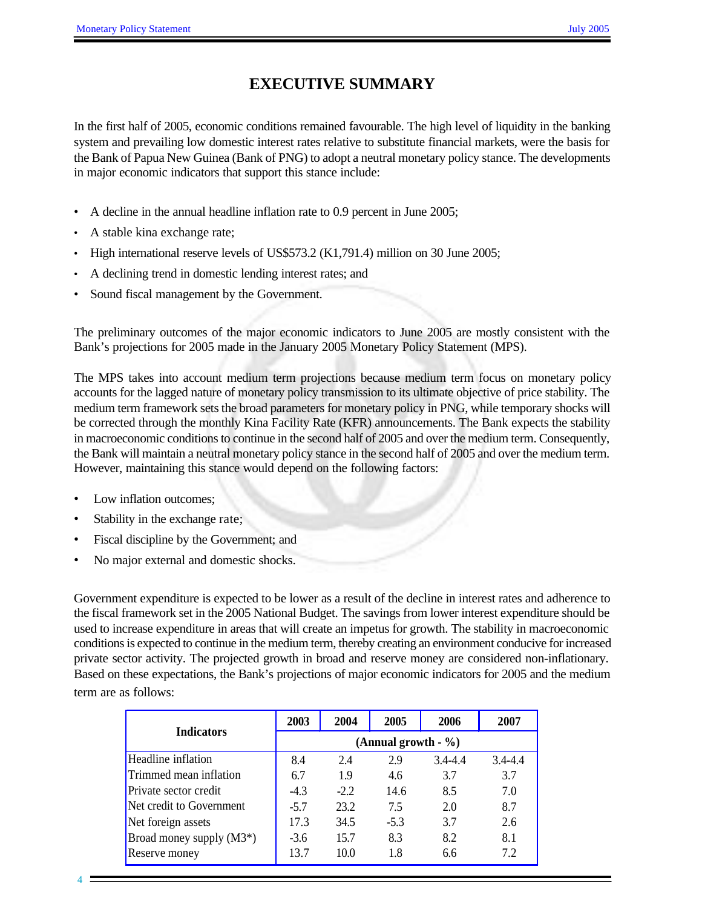# EXECUTIVE SUMMARY

In the first half of 2005, economic conditions remained favourable. The high level of liquidity in the banking system and prevailing low domestic interest rates relative to substitute financial markets, were the basis for the Bank of Papua New Guinea (Bank of PNG) to adopt a neutral monetary policy stance. The developments in major economic indicators that support this stance include:

- A decline in the annual headline inflation rate to 0.9 percent in June 2005;
- A stable kina exchange rate;
- High international reserve levels of US$573.2 (K1,791.4) million on 30 June 2005;
- A declining trend in domestic lending interest rates; and
- Sound fiscal management by the Government.

The preliminary outcomes of the major economic indicators to June 2005 are mostly consistent with the Bank's projections for 2005 made in the January 2005 Monetary Policy Statement (MPS).

The MPS takes into account medium term projections because medium term focus on monetary policy accounts for the lagged nature of monetary policy transmission to its ultimate objective of price stability. The medium term framework sets the broad parameters for monetary policy in PNG, while temporary shocks will be corrected through the monthly Kina Facility Rate (KFR) announcements. The Bank expects the stability in macroeconomic conditions to continue in the second half of 2005 and over the medium term. Consequently, the Bank will maintain a neutral monetary policy stance in the second half of 2005 and over the medium term. However, maintaining this stance would depend on the following factors:

- Low inflation outcomes;
- Stability in the exchange rate;
- Fiscal discipline by the Government; and
- No major external and domestic shocks.

Government expenditure is expected to be lower as a result of the decline in interest rates and adherence to the fiscal framework set in the 2005 National Budget. The savings from lower interest expenditure should be used to increase expenditure in areas that will create an impetus for growth. The stability in macroeconomic conditions is expected to continue in the medium term, thereby creating an environment conducive for increased private sector activity. The projected growth in broad and reserve money are considered non-inflationary. Based on these expectations, the Bank's projections of major economic indicators for 2005 and the medium term are as follows:

| Indicators | 2003 | 2004 | 2005 | 2006 | 2007 |
|---|---|---|---|---|---|
| | (Annual growth - %) | | | | |
| Headline inflation | 8.4 | 2.4 | 2.9 | 3.4-4.4 | 3.4-4.4 |
| Trimmed mean inflation | 6.7 | 1.9 | 4.6 | 3.7 | 3.7 |
| Private sector credit | -4.3 | -2.2 | 14.6 | 8.5 | 7.0 |
| Net credit to Government | -5.7 | 23.2 | 7.5 | 2.0 | 8.7 |
| Net foreign assets | 17.3 | 34.5 | -5.3 | 3.7 | 2.6 |
| Broad money supply (M3*) | -3.6 | 15.7 | 8.3 | 8.2 | 8.1 |
| Reserve money | 13.7 | 10.0 | 1.8 | 6.6 | 7.2 |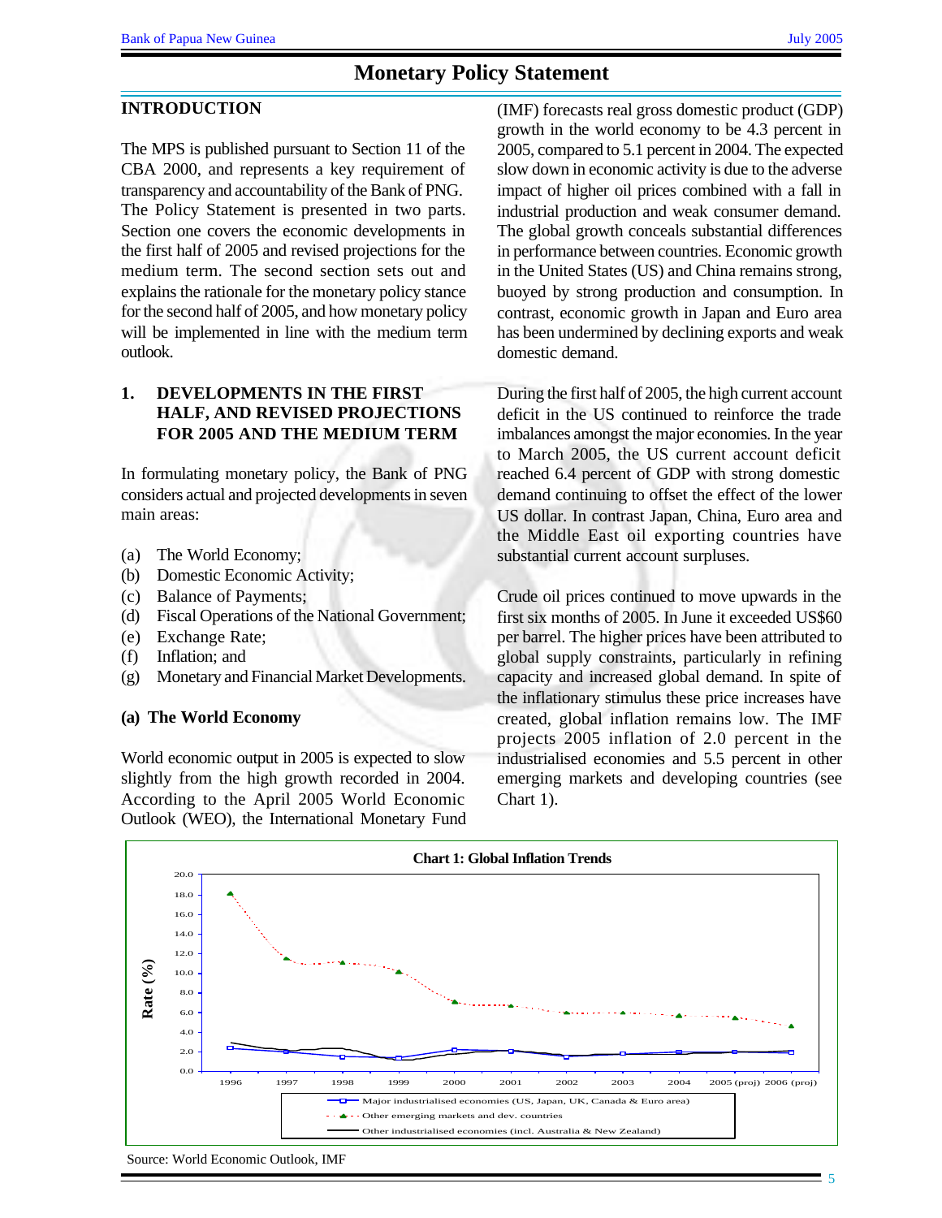# Monetary Policy Statement

## INTRODUCTION

The MPS is published pursuant to Section 11 of the CBA 2000, and represents a key requirement of transparency and accountability of the Bank of PNG. The Policy Statement is presented in two parts. Section one covers the economic developments in the first half of 2005 and revised projections for the medium term. The second section sets out and explains the rationale for the monetary policy stance for the second half of 2005, and how monetary policy will be implemented in line with the medium term outlook.

## 1. DEVELOPMENTS IN THE FIRST HALF, AND REVISED PROJECTIONS FOR 2005 AND THE MEDIUM TERM

In formulating monetary policy, the Bank of PNG considers actual and projected developments in seven main areas:

(a) The World Economy;
(b) Domestic Economic Activity;
(c) Balance of Payments;
(d) Fiscal Operations of the National Government;
(e) Exchange Rate;
(f) Inflation; and
(g) Monetary and Financial Market Developments.

### (a) The World Economy

World economic output in 2005 is expected to slow slightly from the high growth recorded in 2004. According to the April 2005 World Economic Outlook (WEO), the International Monetary Fund (IMF) forecasts real gross domestic product (GDP) growth in the world economy to be 4.3 percent in 2005, compared to 5.1 percent in 2004. The expected slow down in economic activity is due to the adverse impact of higher oil prices combined with a fall in industrial production and weak consumer demand. The global growth conceals substantial differences in performance between countries. Economic growth in the United States (US) and China remains strong, buoyed by strong production and consumption. In contrast, economic growth in Japan and Euro area has been undermined by declining exports and weak domestic demand.

During the first half of 2005, the high current account deficit in the US continued to reinforce the trade imbalances amongst the major economies. In the year to March 2005, the US current account deficit reached 6.4 percent of GDP with strong domestic demand continuing to offset the effect of the lower US dollar. In contrast Japan, China, Euro area and the Middle East oil exporting countries have substantial current account surpluses.

Crude oil prices continued to move upwards in the first six months of 2005. In June it exceeded US$60 per barrel. The higher prices have been attributed to global supply constraints, particularly in refining capacity and increased global demand. In spite of the inflationary stimulus these price increases have created, global inflation remains low. The IMF projects 2005 inflation of 2.0 percent in the industrialised economies and 5.5 percent in other emerging markets and developing countries (see Chart 1).

**Chart 1: Global Inflation Trends**

Source: World Economic Outlook, IMF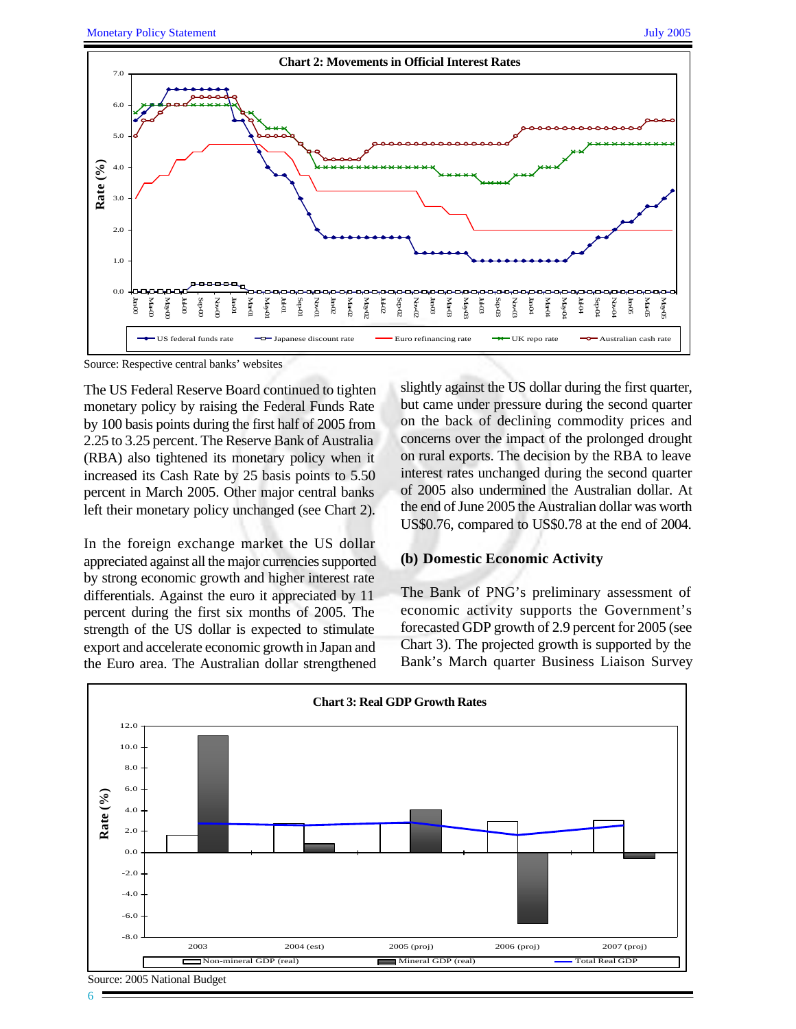**Chart 2: Movements in Official Interest Rates**

Source: Respective central banks' websites

The US Federal Reserve Board continued to tighten monetary policy by raising the Federal Funds Rate by 100 basis points during the first half of 2005 from 2.25 to 3.25 percent. The Reserve Bank of Australia (RBA) also tightened its monetary policy when it increased its Cash Rate by 25 basis points to 5.50 percent in March 2005. Other major central banks left their monetary policy unchanged (see Chart 2).

In the foreign exchange market the US dollar appreciated against all the major currencies supported by strong economic growth and higher interest rate differentials. Against the euro it appreciated by 11 percent during the first six months of 2005. The strength of the US dollar is expected to stimulate export and accelerate economic growth in Japan and the Euro area. The Australian dollar strengthened slightly against the US dollar during the first quarter, but came under pressure during the second quarter on the back of declining commodity prices and concerns over the impact of the prolonged drought on rural exports. The decision by the RBA to leave interest rates unchanged during the second quarter of 2005 also undermined the Australian dollar. At the end of June 2005 the Australian dollar was worth US$0.76, compared to US$0.78 at the end of 2004.

### (b) Domestic Economic Activity

The Bank of PNG's preliminary assessment of economic activity supports the Government's forecasted GDP growth of 2.9 percent for 2005 (see Chart 3). The projected growth is supported by the Bank's March quarter Business Liaison Survey

**Chart 3: Real GDP Growth Rates**

Source: 2005 National Budget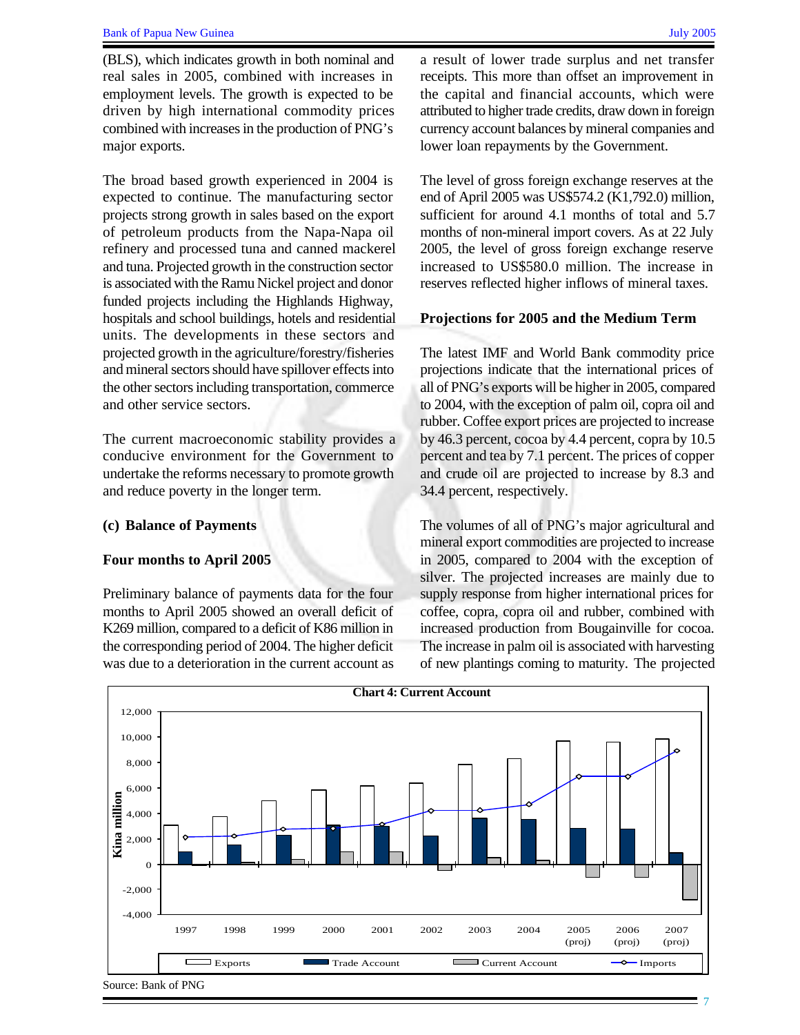(BLS), which indicates growth in both nominal and real sales in 2005, combined with increases in employment levels. The growth is expected to be driven by high international commodity prices combined with increases in the production of PNG's major exports.

The broad based growth experienced in 2004 is expected to continue. The manufacturing sector projects strong growth in sales based on the export of petroleum products from the Napa-Napa oil refinery and processed tuna and canned mackerel and tuna. Projected growth in the construction sector is associated with the Ramu Nickel project and donor funded projects including the Highlands Highway, hospitals and school buildings, hotels and residential units. The developments in these sectors and projected growth in the agriculture/forestry/fisheries and mineral sectors should have spillover effects into the other sectors including transportation, commerce and other service sectors.

The current macroeconomic stability provides a conducive environment for the Government to undertake the reforms necessary to promote growth and reduce poverty in the longer term.

### (c) Balance of Payments

### Four months to April 2005

Preliminary balance of payments data for the four months to April 2005 showed an overall deficit of K269 million, compared to a deficit of K86 million in the corresponding period of 2004. The higher deficit was due to a deterioration in the current account as a result of lower trade surplus and net transfer receipts. This more than offset an improvement in the capital and financial accounts, which were attributed to higher trade credits, draw down in foreign currency account balances by mineral companies and lower loan repayments by the Government.

The level of gross foreign exchange reserves at the end of April 2005 was US$574.2 (K1,792.0) million, sufficient for around 4.1 months of total and 5.7 months of non-mineral import covers. As at 22 July 2005, the level of gross foreign exchange reserve increased to US$580.0 million. The increase in reserves reflected higher inflows of mineral taxes.

### Projections for 2005 and the Medium Term

The latest IMF and World Bank commodity price projections indicate that the international prices of all of PNG's exports will be higher in 2005, compared to 2004, with the exception of palm oil, copra oil and rubber. Coffee export prices are projected to increase by 46.3 percent, cocoa by 4.4 percent, copra by 10.5 percent and tea by 7.1 percent. The prices of copper and crude oil are projected to increase by 8.3 and 34.4 percent, respectively.

The volumes of all of PNG's major agricultural and mineral export commodities are projected to increase in 2005, compared to 2004 with the exception of silver. The projected increases are mainly due to supply response from higher international prices for coffee, copra, copra oil and rubber, combined with increased production from Bougainville for cocoa. The increase in palm oil is associated with harvesting of new plantings coming to maturity. The projected

**Chart 4: Current Account**

Kina million (-4,000 to 12,000); years 1997–2004, 2005 (proj), 2006 (proj), 2007 (proj)

Legend: Exports, Trade Account, Current Account, Imports

Source: Bank of PNG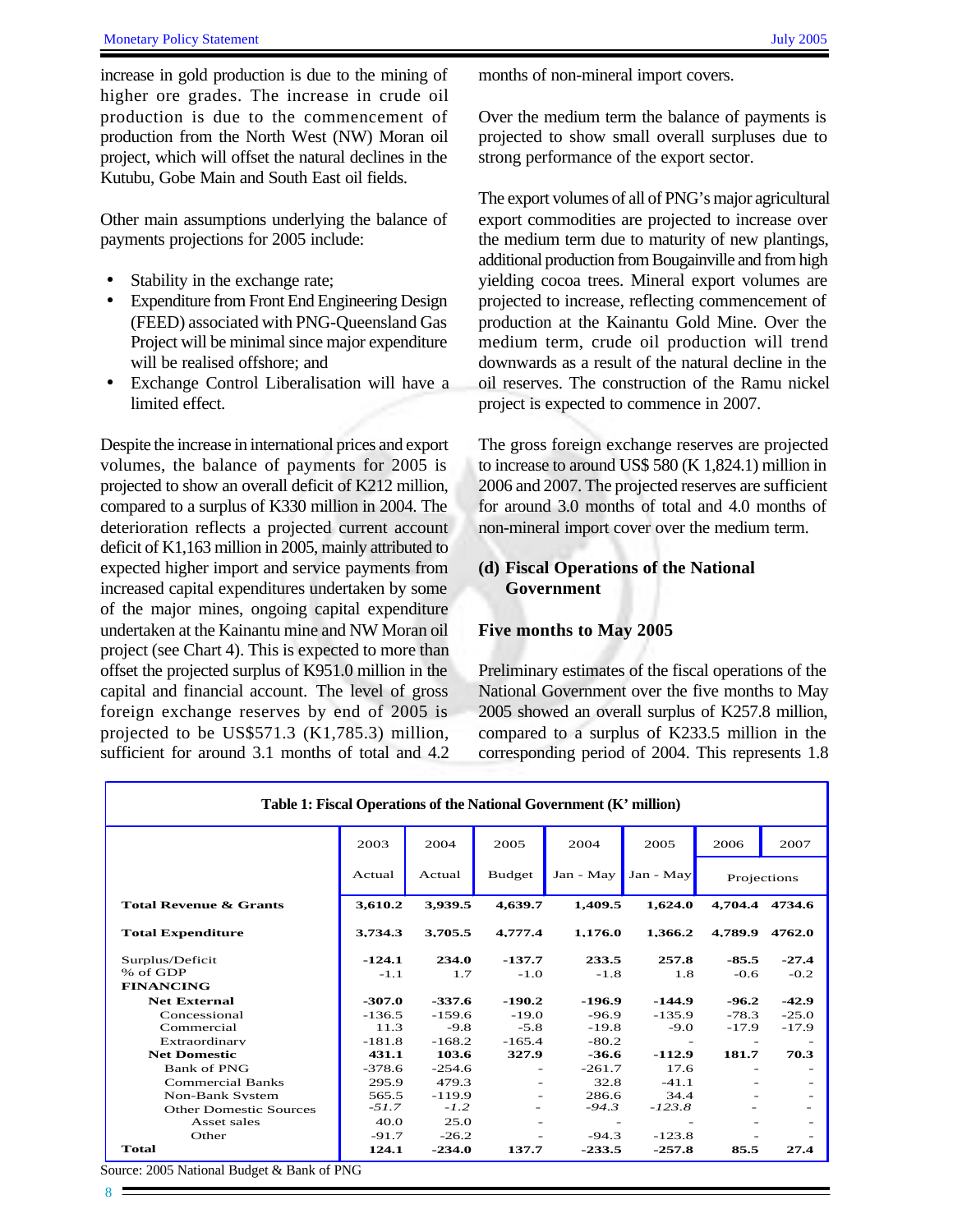increase in gold production is due to the mining of higher ore grades. The increase in crude oil production is due to the commencement of production from the North West (NW) Moran oil project, which will offset the natural declines in the Kutubu, Gobe Main and South East oil fields.

Other main assumptions underlying the balance of payments projections for 2005 include:

- Stability in the exchange rate;
- Expenditure from Front End Engineering Design (FEED) associated with PNG-Queensland Gas Project will be minimal since major expenditure will be realised offshore; and
- Exchange Control Liberalisation will have a limited effect.

Despite the increase in international prices and export volumes, the balance of payments for 2005 is projected to show an overall deficit of K212 million, compared to a surplus of K330 million in 2004. The deterioration reflects a projected current account deficit of K1,163 million in 2005, mainly attributed to expected higher import and service payments from increased capital expenditures undertaken by some of the major mines, ongoing capital expenditure undertaken at the Kainantu mine and NW Moran oil project (see Chart 4). This is expected to more than offset the projected surplus of K951.0 million in the capital and financial account. The level of gross foreign exchange reserves by end of 2005 is projected to be US$571.3 (K1,785.3) million, sufficient for around 3.1 months of total and 4.2 months of non-mineral import covers.

Over the medium term the balance of payments is projected to show small overall surpluses due to strong performance of the export sector.

The export volumes of all of PNG's major agricultural export commodities are projected to increase over the medium term due to maturity of new plantings, additional production from Bougainville and from high yielding cocoa trees. Mineral export volumes are projected to increase, reflecting commencement of production at the Kainantu Gold Mine. Over the medium term, crude oil production will trend downwards as a result of the natural decline in the oil reserves. The construction of the Ramu nickel project is expected to commence in 2007.

The gross foreign exchange reserves are projected to increase to around US$ 580 (K 1,824.1) million in 2006 and 2007. The projected reserves are sufficient for around 3.0 months of total and 4.0 months of non-mineral import cover over the medium term.

## (d) Fiscal Operations of the National Government

### Five months to May 2005

Preliminary estimates of the fiscal operations of the National Government over the five months to May 2005 showed an overall surplus of K257.8 million, compared to a surplus of K233.5 million in the corresponding period of 2004. This represents 1.8

**Table 1: Fiscal Operations of the National Government (K' million)**

| | 2003 | 2004 | 2005 | 2004 | 2005 | 2006 | 2007 |
|---|---|---|---|---|---|---|---|
| | Actual | Actual | Budget | Jan - May | Jan - May | Projections | |
| **Total Revenue & Grants** | **3,610.2** | **3,939.5** | **4,639.7** | **1,409.5** | **1,624.0** | **4,704.4** | **4734.6** |
| **Total Expenditure** | **3,734.3** | **3,705.5** | **4,777.4** | **1,176.0** | **1,366.2** | **4,789.9** | **4762.0** |
| Surplus/Deficit | **-124.1** | **234.0** | **-137.7** | **233.5** | **257.8** | **-85.5** | **-27.4** |
| % of GDP | -1.1 | 1.7 | -1.0 | -1.8 | 1.8 | -0.6 | -0.2 |
| **FINANCING** | | | | | | | |
| **Net External** | **-307.0** | **-337.6** | **-190.2** | **-196.9** | **-144.9** | **-96.2** | **-42.9** |
| Concessional | -136.5 | -159.6 | -19.0 | -96.9 | -135.9 | -78.3 | -25.0 |
| Commercial | 11.3 | -9.8 | -5.8 | -19.8 | -9.0 | -17.9 | -17.9 |
| Extraordinary | -181.8 | -168.2 | -165.4 | -80.2 | - | - | - |
| **Net Domestic** | **431.1** | **103.6** | **327.9** | **-36.6** | **-112.9** | **181.7** | **70.3** |
| Bank of PNG | -378.6 | -254.6 | - | -261.7 | 17.6 | - | - |
| Commercial Banks | 295.9 | 479.3 | - | 32.8 | -41.1 | - | - |
| Non-Bank System | 565.5 | -119.9 | - | 286.6 | 34.4 | - | - |
| *Other Domestic Sources* | *-51.7* | *-1.2* | - | *-94.3* | *-123.8* | - | - |
| Asset sales | 40.0 | 25.0 | - | - | - | - | - |
| Other | -91.7 | -26.2 | - | -94.3 | -123.8 | - | - |
| **Total** | **124.1** | **-234.0** | **137.7** | **-233.5** | **-257.8** | **85.5** | **27.4** |

Source: 2005 National Budget & Bank of PNG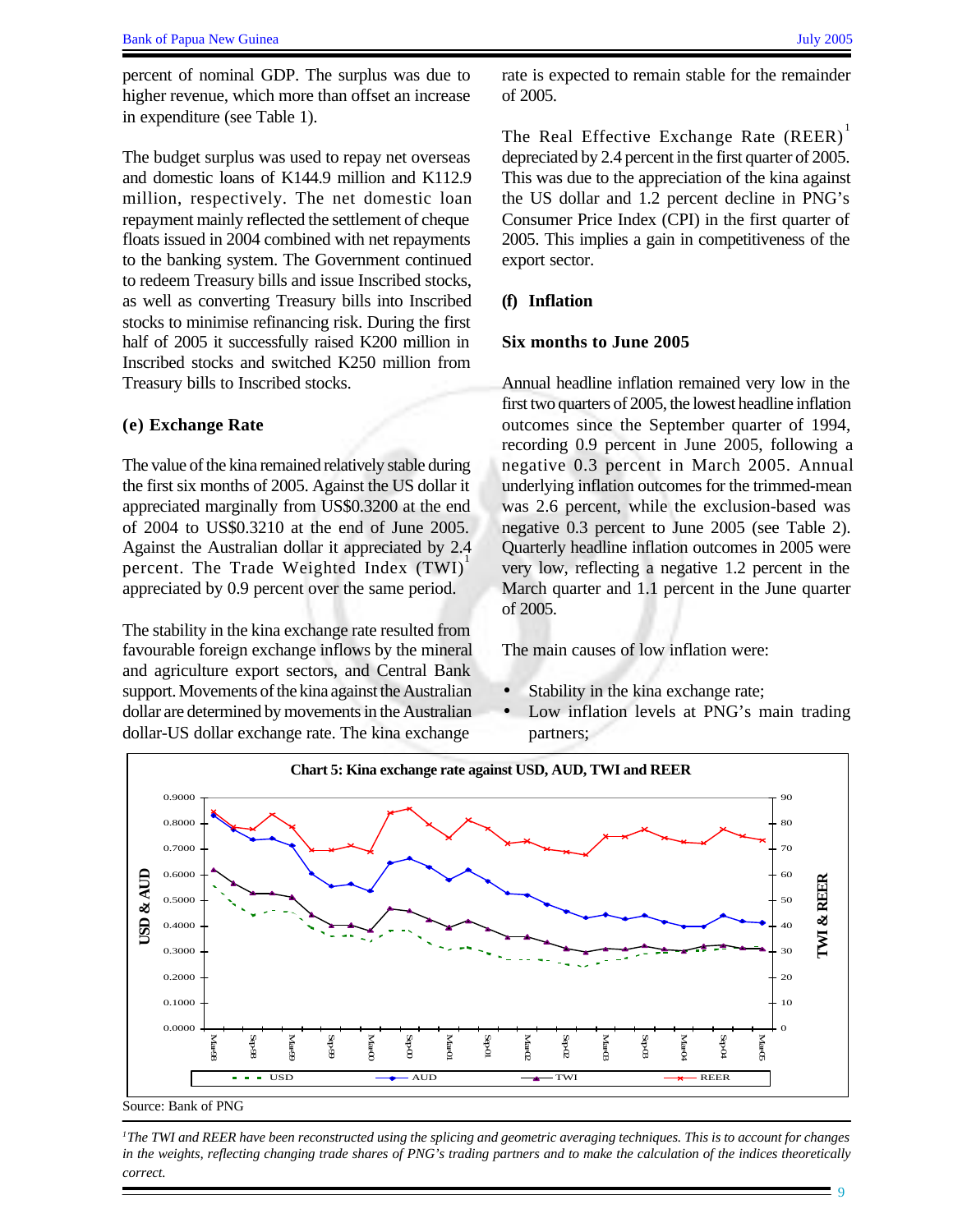percent of nominal GDP. The surplus was due to higher revenue, which more than offset an increase in expenditure (see Table 1).

The budget surplus was used to repay net overseas and domestic loans of K144.9 million and K112.9 million, respectively. The net domestic loan repayment mainly reflected the settlement of cheque floats issued in 2004 combined with net repayments to the banking system. The Government continued to redeem Treasury bills and issue Inscribed stocks, as well as converting Treasury bills into Inscribed stocks to minimise refinancing risk. During the first half of 2005 it successfully raised K200 million in Inscribed stocks and switched K250 million from Treasury bills to Inscribed stocks.

### (e) Exchange Rate

The value of the kina remained relatively stable during the first six months of 2005. Against the US dollar it appreciated marginally from US$0.3200 at the end of 2004 to US$0.3210 at the end of June 2005. Against the Australian dollar it appreciated by 2.4 percent. The Trade Weighted Index (TWI)[1] appreciated by 0.9 percent over the same period.

The stability in the kina exchange rate resulted from favourable foreign exchange inflows by the mineral and agriculture export sectors, and Central Bank support. Movements of the kina against the Australian dollar are determined by movements in the Australian dollar-US dollar exchange rate. The kina exchange rate is expected to remain stable for the remainder of 2005.

The Real Effective Exchange Rate (REER)[1] depreciated by 2.4 percent in the first quarter of 2005. This was due to the appreciation of the kina against the US dollar and 1.2 percent decline in PNG's Consumer Price Index (CPI) in the first quarter of 2005. This implies a gain in competitiveness of the export sector.

### (f) Inflation

#### Six months to June 2005

Annual headline inflation remained very low in the first two quarters of 2005, the lowest headline inflation outcomes since the September quarter of 1994, recording 0.9 percent in June 2005, following a negative 0.3 percent in March 2005. Annual underlying inflation outcomes for the trimmed-mean was 2.6 percent, while the exclusion-based was negative 0.3 percent to June 2005 (see Table 2). Quarterly headline inflation outcomes in 2005 were very low, reflecting a negative 1.2 percent in the March quarter and 1.1 percent in the June quarter of 2005.

The main causes of low inflation were:

- Stability in the kina exchange rate;
- Low inflation levels at PNG's main trading partners;

**Chart 5: Kina exchange rate against USD, AUD, TWI and REER**

Source: Bank of PNG

*[1] The TWI and REER have been reconstructed using the splicing and geometric averaging techniques. This is to account for changes in the weights, reflecting changing trade shares of PNG's trading partners and to make the calculation of the indices theoretically correct.*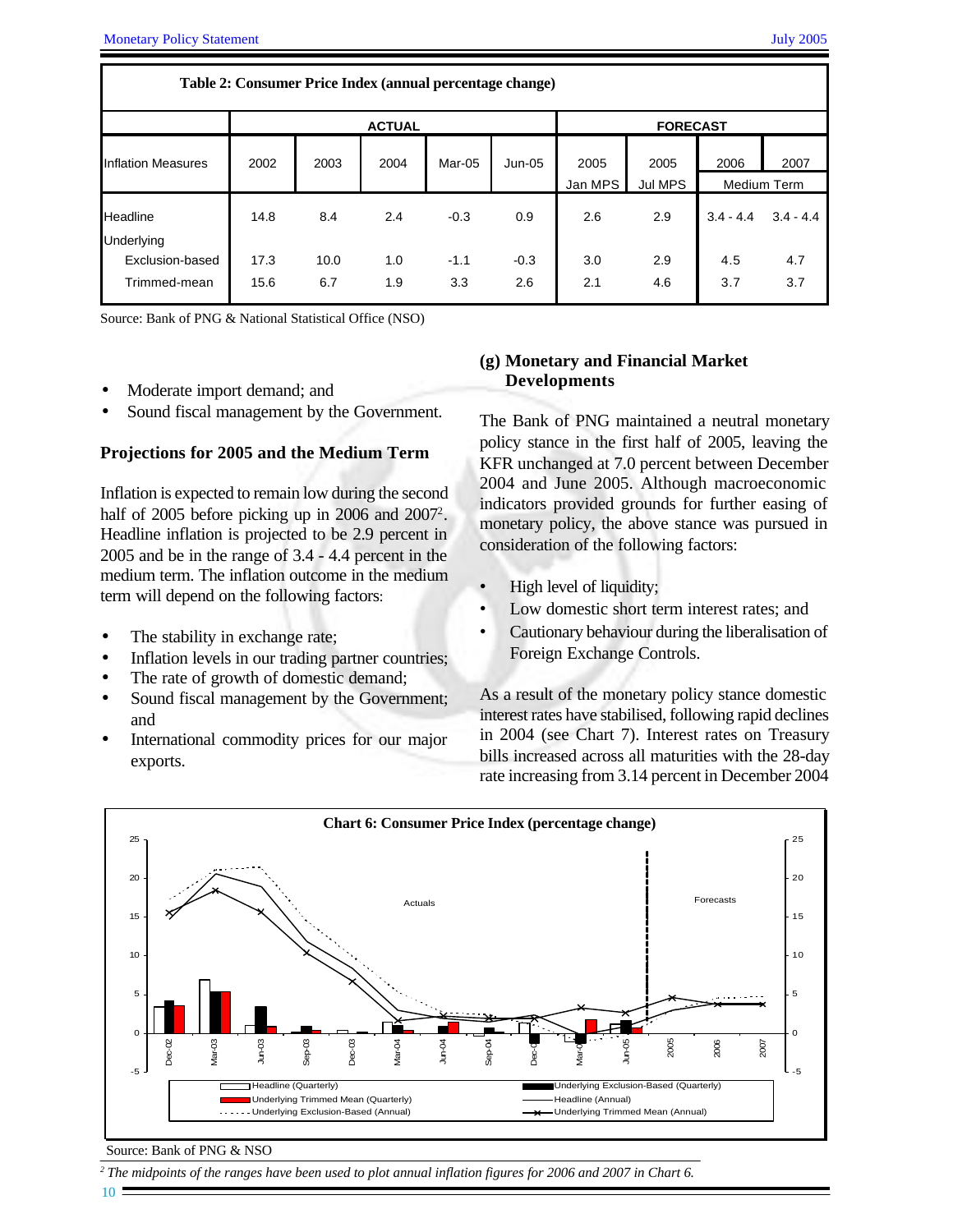**Table 2: Consumer Price Index (annual percentage change)**

| Inflation Measures | ACTUAL | | | | | FORECAST | | | |
|---|---|---|---|---|---|---|---|---|---|
| | 2002 | 2003 | 2004 | Mar-05 | Jun-05 | 2005 Jan MPS | 2005 Jul MPS | 2006 Medium Term | 2007 Medium Term |
| Headline | 14.8 | 8.4 | 2.4 | -0.3 | 0.9 | 2.6 | 2.9 | 3.4 - 4.4 | 3.4 - 4.4 |
| Underlying | | | | | | | | | |
| Exclusion-based | 17.3 | 10.0 | 1.0 | -1.1 | -0.3 | 3.0 | 2.9 | 4.5 | 4.7 |
| Trimmed-mean | 15.6 | 6.7 | 1.9 | 3.3 | 2.6 | 2.1 | 4.6 | 3.7 | 3.7 |

Source: Bank of PNG & National Statistical Office (NSO)

- Moderate import demand; and
- Sound fiscal management by the Government.

### Projections for 2005 and the Medium Term

Inflation is expected to remain low during the second half of 2005 before picking up in 2006 and 2007[2]. Headline inflation is projected to be 2.9 percent in 2005 and be in the range of 3.4 - 4.4 percent in the medium term. The inflation outcome in the medium term will depend on the following factors:

- The stability in exchange rate;
- Inflation levels in our trading partner countries;
- The rate of growth of domestic demand;
- Sound fiscal management by the Government; and
- International commodity prices for our major exports.

### (g) Monetary and Financial Market Developments

The Bank of PNG maintained a neutral monetary policy stance in the first half of 2005, leaving the KFR unchanged at 7.0 percent between December 2004 and June 2005. Although macroeconomic indicators provided grounds for further easing of monetary policy, the above stance was pursued in consideration of the following factors:

- High level of liquidity;
- Low domestic short term interest rates; and
- Cautionary behaviour during the liberalisation of Foreign Exchange Controls.

As a result of the monetary policy stance domestic interest rates have stabilised, following rapid declines in 2004 (see Chart 7). Interest rates on Treasury bills increased across all maturities with the 28-day rate increasing from 3.14 percent in December 2004

**Chart 6: Consumer Price Index (percentage change)**

Source: Bank of PNG & NSO

[2] *The midpoints of the ranges have been used to plot annual inflation figures for 2006 and 2007 in Chart 6.*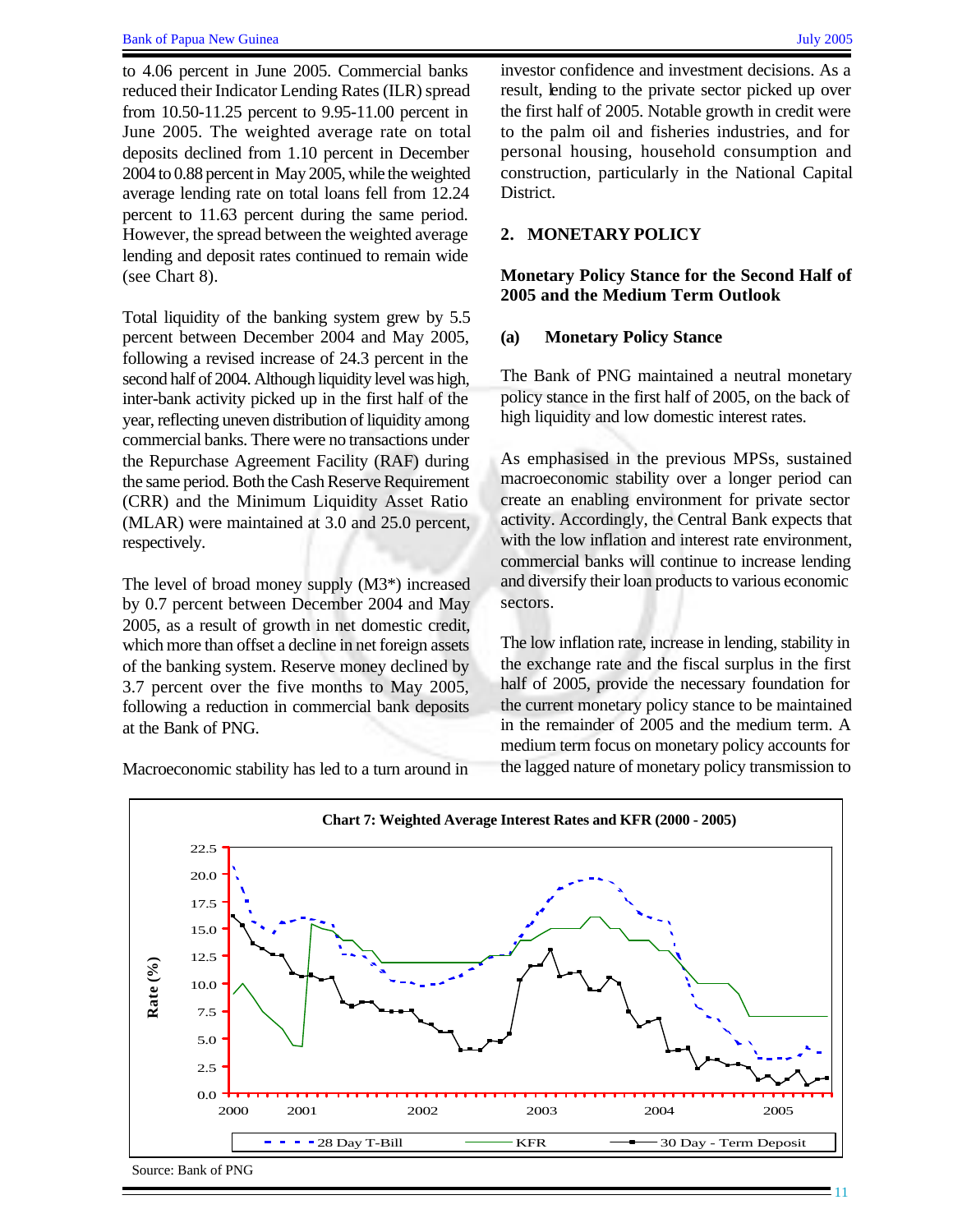to 4.06 percent in June 2005. Commercial banks reduced their Indicator Lending Rates (ILR) spread from 10.50-11.25 percent to 9.95-11.00 percent in June 2005. The weighted average rate on total deposits declined from 1.10 percent in December 2004 to 0.88 percent in May 2005, while the weighted average lending rate on total loans fell from 12.24 percent to 11.63 percent during the same period. However, the spread between the weighted average lending and deposit rates continued to remain wide (see Chart 8).

Total liquidity of the banking system grew by 5.5 percent between December 2004 and May 2005, following a revised increase of 24.3 percent in the second half of 2004. Although liquidity level was high, inter-bank activity picked up in the first half of the year, reflecting uneven distribution of liquidity among commercial banks. There were no transactions under the Repurchase Agreement Facility (RAF) during the same period. Both the Cash Reserve Requirement (CRR) and the Minimum Liquidity Asset Ratio (MLAR) were maintained at 3.0 and 25.0 percent, respectively.

The level of broad money supply (M3*) increased by 0.7 percent between December 2004 and May 2005, as a result of growth in net domestic credit, which more than offset a decline in net foreign assets of the banking system. Reserve money declined by 3.7 percent over the five months to May 2005, following a reduction in commercial bank deposits at the Bank of PNG.

Macroeconomic stability has led to a turn around in investor confidence and investment decisions. As a result, lending to the private sector picked up over the first half of 2005. Notable growth in credit were to the palm oil and fisheries industries, and for personal housing, household consumption and construction, particularly in the National Capital District.

## 2. MONETARY POLICY

### Monetary Policy Stance for the Second Half of 2005 and the Medium Term Outlook

#### (a) Monetary Policy Stance

The Bank of PNG maintained a neutral monetary policy stance in the first half of 2005, on the back of high liquidity and low domestic interest rates.

As emphasised in the previous MPSs, sustained macroeconomic stability over a longer period can create an enabling environment for private sector activity. Accordingly, the Central Bank expects that with the low inflation and interest rate environment, commercial banks will continue to increase lending and diversify their loan products to various economic sectors.

The low inflation rate, increase in lending, stability in the exchange rate and the fiscal surplus in the first half of 2005, provide the necessary foundation for the current monetary policy stance to be maintained in the remainder of 2005 and the medium term. A medium term focus on monetary policy accounts for the lagged nature of monetary policy transmission to

**Chart 7: Weighted Average Interest Rates and KFR (2000 - 2005)**

Source: Bank of PNG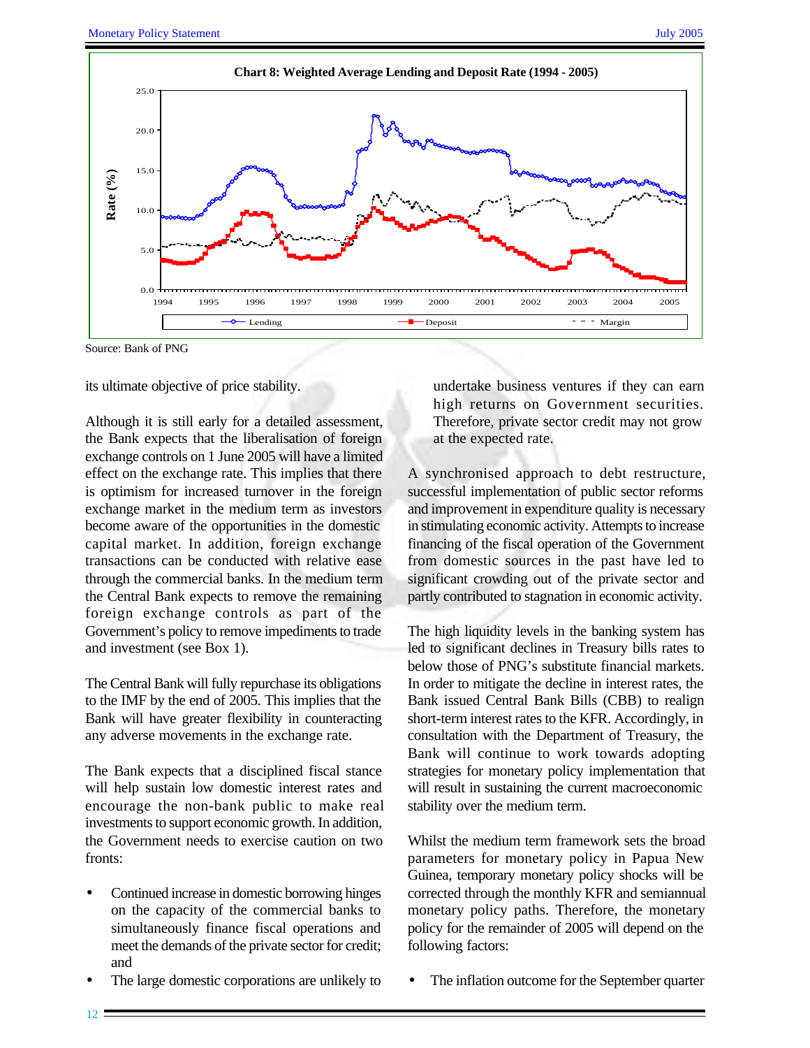**Chart 8: Weighted Average Lending and Deposit Rate (1994 - 2005)**

Source: Bank of PNG

its ultimate objective of price stability.

Although it is still early for a detailed assessment, the Bank expects that the liberalisation of foreign exchange controls on 1 June 2005 will have a limited effect on the exchange rate. This implies that there is optimism for increased turnover in the foreign exchange market in the medium term as investors become aware of the opportunities in the domestic capital market. In addition, foreign exchange transactions can be conducted with relative ease through the commercial banks. In the medium term the Central Bank expects to remove the remaining foreign exchange controls as part of the Government's policy to remove impediments to trade and investment (see Box 1).

The Central Bank will fully repurchase its obligations to the IMF by the end of 2005. This implies that the Bank will have greater flexibility in counteracting any adverse movements in the exchange rate.

The Bank expects that a disciplined fiscal stance will help sustain low domestic interest rates and encourage the non-bank public to make real investments to support economic growth. In addition, the Government needs to exercise caution on two fronts:

- Continued increase in domestic borrowing hinges on the capacity of the commercial banks to simultaneously finance fiscal operations and meet the demands of the private sector for credit; and
- The large domestic corporations are unlikely to undertake business ventures if they can earn high returns on Government securities. Therefore, private sector credit may not grow at the expected rate.

A synchronised approach to debt restructure, successful implementation of public sector reforms and improvement in expenditure quality is necessary in stimulating economic activity. Attempts to increase financing of the fiscal operation of the Government from domestic sources in the past have led to significant crowding out of the private sector and partly contributed to stagnation in economic activity.

The high liquidity levels in the banking system has led to significant declines in Treasury bills rates to below those of PNG's substitute financial markets. In order to mitigate the decline in interest rates, the Bank issued Central Bank Bills (CBB) to realign short-term interest rates to the KFR. Accordingly, in consultation with the Department of Treasury, the Bank will continue to work towards adopting strategies for monetary policy implementation that will result in sustaining the current macroeconomic stability over the medium term.

Whilst the medium term framework sets the broad parameters for monetary policy in Papua New Guinea, temporary monetary policy shocks will be corrected through the monthly KFR and semiannual monetary policy paths. Therefore, the monetary policy for the remainder of 2005 will depend on the following factors:

- The inflation outcome for the September quarter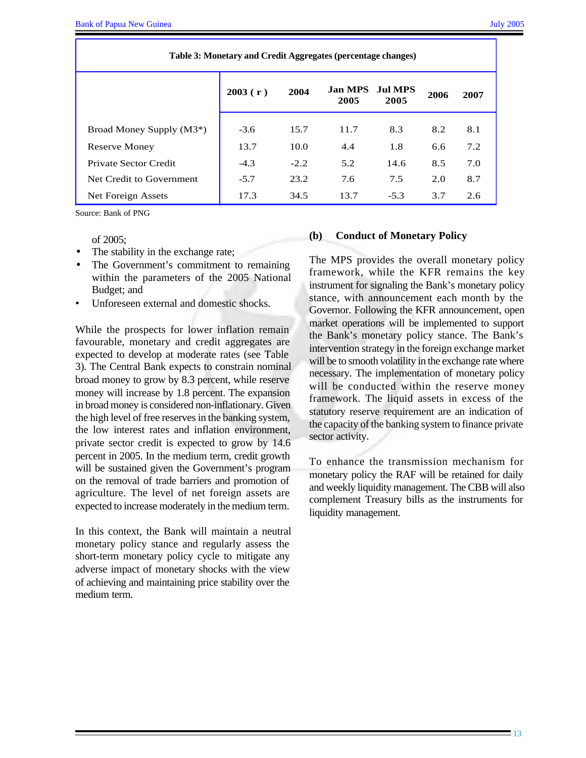**Table 3: Monetary and Credit Aggregates (percentage changes)**

| | 2003 ( r ) | 2004 | Jan MPS 2005 | Jul MPS 2005 | 2006 | 2007 |
|---|---|---|---|---|---|---|
| Broad Money Supply (M3*) | -3.6 | 15.7 | 11.7 | 8.3 | 8.2 | 8.1 |
| Reserve Money | 13.7 | 10.0 | 4.4 | 1.8 | 6.6 | 7.2 |
| Private Sector Credit | -4.3 | -2.2 | 5.2 | 14.6 | 8.5 | 7.0 |
| Net Credit to Government | -5.7 | 23.2 | 7.6 | 7.5 | 2.0 | 8.7 |
| Net Foreign Assets | 17.3 | 34.5 | 13.7 | -5.3 | 3.7 | 2.6 |

Source: Bank of PNG

of 2005;

- The stability in the exchange rate;
- The Government's commitment to remaining within the parameters of the 2005 National Budget; and
- Unforeseen external and domestic shocks.

While the prospects for lower inflation remain favourable, monetary and credit aggregates are expected to develop at moderate rates (see Table 3). The Central Bank expects to constrain nominal broad money to grow by 8.3 percent, while reserve money will increase by 1.8 percent. The expansion in broad money is considered non-inflationary. Given the high level of free reserves in the banking system, the low interest rates and inflation environment, private sector credit is expected to grow by 14.6 percent in 2005. In the medium term, credit growth will be sustained given the Government's program on the removal of trade barriers and promotion of agriculture. The level of net foreign assets are expected to increase moderately in the medium term.

In this context, the Bank will maintain a neutral monetary policy stance and regularly assess the short-term monetary policy cycle to mitigate any adverse impact of monetary shocks with the view of achieving and maintaining price stability over the medium term.

### (b) Conduct of Monetary Policy

The MPS provides the overall monetary policy framework, while the KFR remains the key instrument for signaling the Bank's monetary policy stance, with announcement each month by the Governor. Following the KFR announcement, open market operations will be implemented to support the Bank's monetary policy stance. The Bank's intervention strategy in the foreign exchange market will be to smooth volatility in the exchange rate where necessary. The implementation of monetary policy will be conducted within the reserve money framework. The liquid assets in excess of the statutory reserve requirement are an indication of the capacity of the banking system to finance private sector activity.

To enhance the transmission mechanism for monetary policy the RAF will be retained for daily and weekly liquidity management. The CBB will also complement Treasury bills as the instruments for liquidity management.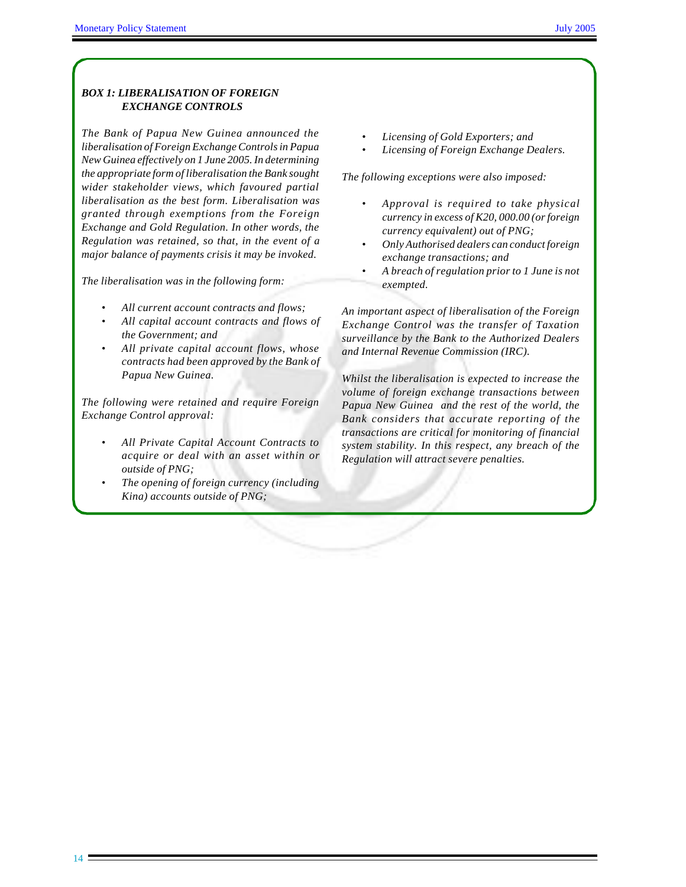### *BOX 1: LIBERALISATION OF FOREIGN EXCHANGE CONTROLS*

*The Bank of Papua New Guinea announced the liberalisation of Foreign Exchange Controls in Papua New Guinea effectively on 1 June 2005. In determining the appropriate form of liberalisation the Bank sought wider stakeholder views, which favoured partial liberalisation as the best form. Liberalisation was granted through exemptions from the Foreign Exchange and Gold Regulation. In other words, the Regulation was retained, so that, in the event of a major balance of payments crisis it may be invoked.*

*The liberalisation was in the following form:*

- *All current account contracts and flows;*
- *All capital account contracts and flows of the Government; and*
- *All private capital account flows, whose contracts had been approved by the Bank of Papua New Guinea.*

*The following were retained and require Foreign Exchange Control approval:*

- *All Private Capital Account Contracts to acquire or deal with an asset within or outside of PNG;*
- *The opening of foreign currency (including Kina) accounts outside of PNG;*
- *Licensing of Gold Exporters; and*
- *Licensing of Foreign Exchange Dealers.*

*The following exceptions were also imposed:*

- *Approval is required to take physical currency in excess of K20, 000.00 (or foreign currency equivalent) out of PNG;*
- *Only Authorised dealers can conduct foreign exchange transactions; and*
- *A breach of regulation prior to 1 June is not exempted.*

*An important aspect of liberalisation of the Foreign Exchange Control was the transfer of Taxation surveillance by the Bank to the Authorized Dealers and Internal Revenue Commission (IRC).*

*Whilst the liberalisation is expected to increase the volume of foreign exchange transactions between Papua New Guinea and the rest of the world, the Bank considers that accurate reporting of the transactions are critical for monitoring of financial system stability. In this respect, any breach of the Regulation will attract severe penalties.*